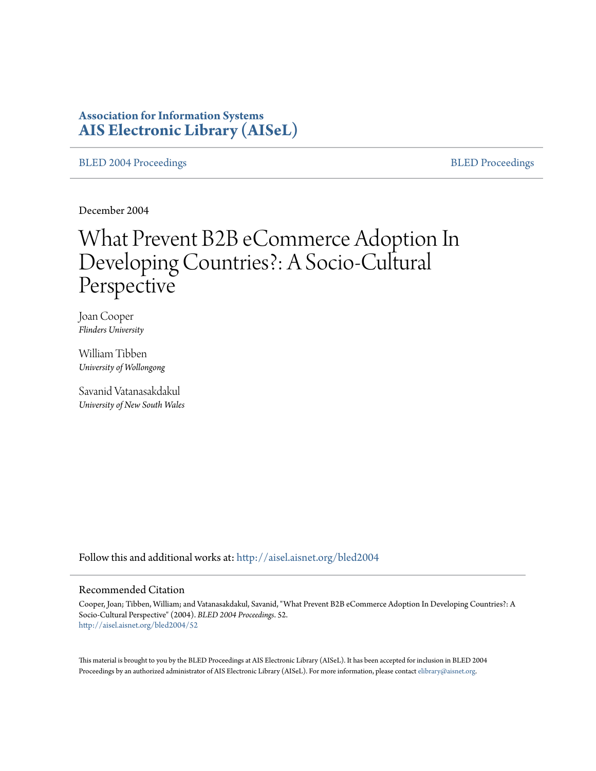**Association for Information Systems**
**AIS Electronic Library (AISeL)**

BLED 2004 Proceedings | BLED Proceedings

December 2004

# What Prevent B2B eCommerce Adoption In Developing Countries?: A Socio-Cultural Perspective

Joan Cooper
*Flinders University*

William Tibben
*University of Wollongong*

Savanid Vatanasakdakul
*University of New South Wales*

Follow this and additional works at: http://aisel.aisnet.org/bled2004

## Recommended Citation

Cooper, Joan; Tibben, William; and Vatanasakdakul, Savanid, "What Prevent B2B eCommerce Adoption In Developing Countries?: A Socio-Cultural Perspective" (2004). *BLED 2004 Proceedings*. 52.
http://aisel.aisnet.org/bled2004/52

This material is brought to you by the BLED Proceedings at AIS Electronic Library (AISeL). It has been accepted for inclusion in BLED 2004 Proceedings by an authorized administrator of AIS Electronic Library (AISeL). For more information, please contact elibrary@aisnet.org.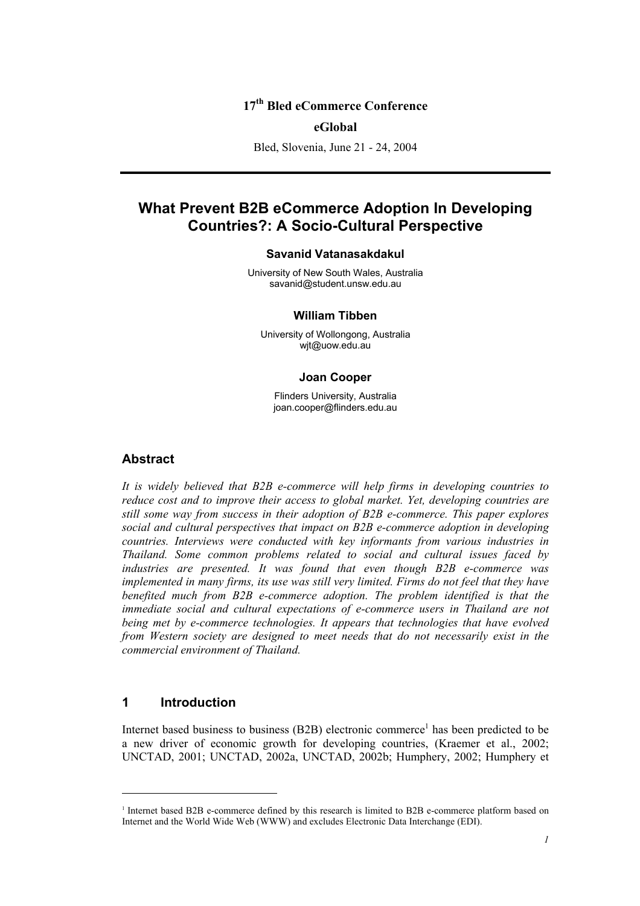**17th Bled eCommerce Conference**

**eGlobal**

Bled, Slovenia, June 21 - 24, 2004

---

# What Prevent B2B eCommerce Adoption In Developing Countries?: A Socio-Cultural Perspective

**Savanid Vatanasakdakul**

University of New South Wales, Australia
savanid@student.unsw.edu.au

**William Tibben**

University of Wollongong, Australia
wjt@uow.edu.au

**Joan Cooper**

Flinders University, Australia
joan.cooper@flinders.edu.au

## Abstract

*It is widely believed that B2B e-commerce will help firms in developing countries to reduce cost and to improve their access to global market. Yet, developing countries are still some way from success in their adoption of B2B e-commerce. This paper explores social and cultural perspectives that impact on B2B e-commerce adoption in developing countries. Interviews were conducted with key informants from various industries in Thailand. Some common problems related to social and cultural issues faced by industries are presented. It was found that even though B2B e-commerce was implemented in many firms, its use was still very limited. Firms do not feel that they have benefited much from B2B e-commerce adoption. The problem identified is that the immediate social and cultural expectations of e-commerce users in Thailand are not being met by e-commerce technologies. It appears that technologies that have evolved from Western society are designed to meet needs that do not necessarily exist in the commercial environment of Thailand.*

## 1 Introduction

Internet based business to business (B2B) electronic commerce[1] has been predicted to be a new driver of economic growth for developing countries, (Kraemer et al., 2002; UNCTAD, 2001; UNCTAD, 2002a, UNCTAD, 2002b; Humphery, 2002; Humphery et

---

[1] Internet based B2B e-commerce defined by this research is limited to B2B e-commerce platform based on Internet and the World Wide Web (WWW) and excludes Electronic Data Interchange (EDI).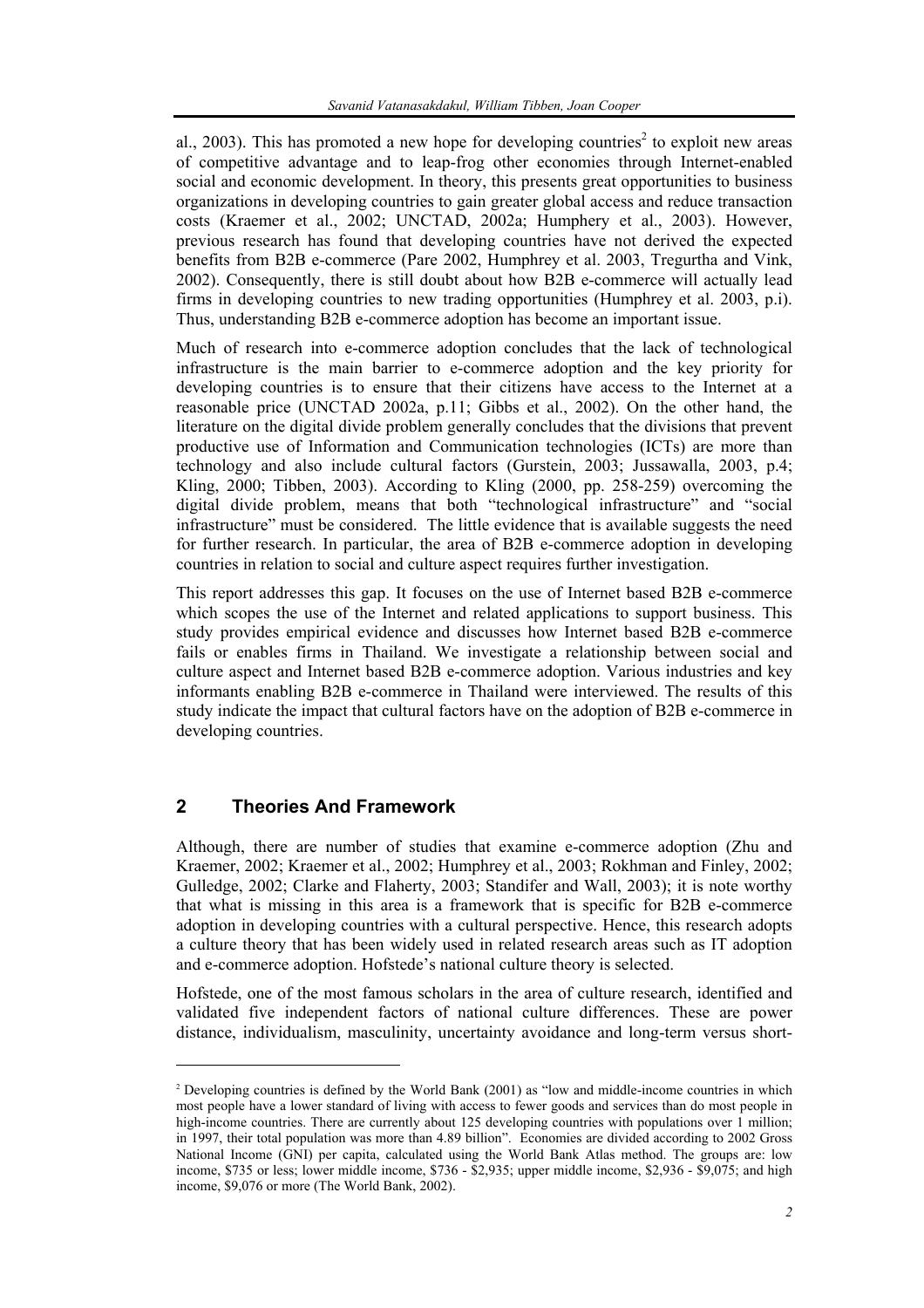al., 2003). This has promoted a new hope for developing countries[2] to exploit new areas of competitive advantage and to leap-frog other economies through Internet-enabled social and economic development. In theory, this presents great opportunities to business organizations in developing countries to gain greater global access and reduce transaction costs (Kraemer et al., 2002; UNCTAD, 2002a; Humphery et al., 2003). However, previous research has found that developing countries have not derived the expected benefits from B2B e-commerce (Pare 2002, Humphrey et al. 2003, Tregurtha and Vink, 2002). Consequently, there is still doubt about how B2B e-commerce will actually lead firms in developing countries to new trading opportunities (Humphrey et al. 2003, p.i). Thus, understanding B2B e-commerce adoption has become an important issue.

Much of research into e-commerce adoption concludes that the lack of technological infrastructure is the main barrier to e-commerce adoption and the key priority for developing countries is to ensure that their citizens have access to the Internet at a reasonable price (UNCTAD 2002a, p.11; Gibbs et al., 2002). On the other hand, the literature on the digital divide problem generally concludes that the divisions that prevent productive use of Information and Communication technologies (ICTs) are more than technology and also include cultural factors (Gurstein, 2003; Jussawalla, 2003, p.4; Kling, 2000; Tibben, 2003). According to Kling (2000, pp. 258-259) overcoming the digital divide problem, means that both "technological infrastructure" and "social infrastructure" must be considered. The little evidence that is available suggests the need for further research. In particular, the area of B2B e-commerce adoption in developing countries in relation to social and culture aspect requires further investigation.

This report addresses this gap. It focuses on the use of Internet based B2B e-commerce which scopes the use of the Internet and related applications to support business. This study provides empirical evidence and discusses how Internet based B2B e-commerce fails or enables firms in Thailand. We investigate a relationship between social and culture aspect and Internet based B2B e-commerce adoption. Various industries and key informants enabling B2B e-commerce in Thailand were interviewed. The results of this study indicate the impact that cultural factors have on the adoption of B2B e-commerce in developing countries.

## 2 Theories And Framework

Although, there are number of studies that examine e-commerce adoption (Zhu and Kraemer, 2002; Kraemer et al., 2002; Humphrey et al., 2003; Rokhman and Finley, 2002; Gulledge, 2002; Clarke and Flaherty, 2003; Standifer and Wall, 2003); it is note worthy that what is missing in this area is a framework that is specific for B2B e-commerce adoption in developing countries with a cultural perspective. Hence, this research adopts a culture theory that has been widely used in related research areas such as IT adoption and e-commerce adoption. Hofstede's national culture theory is selected.

Hofstede, one of the most famous scholars in the area of culture research, identified and validated five independent factors of national culture differences. These are power distance, individualism, masculinity, uncertainty avoidance and long-term versus short-

[2] Developing countries is defined by the World Bank (2001) as "low and middle-income countries in which most people have a lower standard of living with access to fewer goods and services than do most people in high-income countries. There are currently about 125 developing countries with populations over 1 million; in 1997, their total population was more than 4.89 billion". Economies are divided according to 2002 Gross National Income (GNI) per capita, calculated using the World Bank Atlas method. The groups are: low income, $735 or less; lower middle income, $736 - $2,935; upper middle income, $2,936 - $9,075; and high income, $9,076 or more (The World Bank, 2002).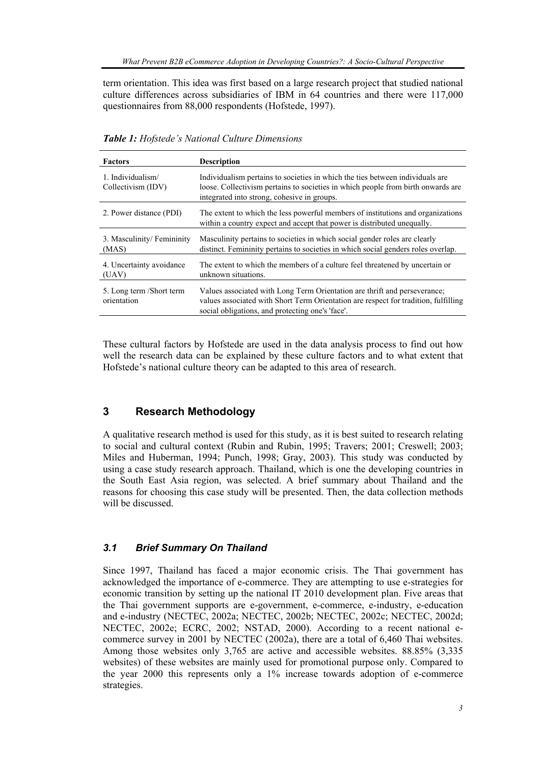term orientation. This idea was first based on a large research project that studied national culture differences across subsidiaries of IBM in 64 countries and there were 117,000 questionnaires from 88,000 respondents (Hofstede, 1997).

***Table 1:*** *Hofstede's National Culture Dimensions*

| **Factors** | **Description** |
|---|---|
| 1. Individualism/ Collectivism (IDV) | Individualism pertains to societies in which the ties between individuals are loose. Collectivism pertains to societies in which people from birth onwards are integrated into strong, cohesive in groups. |
| 2. Power distance (PDI) | The extent to which the less powerful members of institutions and organizations within a country expect and accept that power is distributed unequally. |
| 3. Masculinity/ Femininity (MAS) | Masculinity pertains to societies in which social gender roles are clearly distinct. Femininity pertains to societies in which social genders roles overlap. |
| 4. Uncertainty avoidance (UAV) | The extent to which the members of a culture feel threatened by uncertain or unknown situations. |
| 5. Long term /Short term orientation | Values associated with Long Term Orientation are thrift and perseverance; values associated with Short Term Orientation are respect for tradition, fulfilling social obligations, and protecting one's 'face'. |

These cultural factors by Hofstede are used in the data analysis process to find out how well the research data can be explained by these culture factors and to what extent that Hofstede's national culture theory can be adapted to this area of research.

## 3 Research Methodology

A qualitative research method is used for this study, as it is best suited to research relating to social and cultural context (Rubin and Rubin, 1995; Travers; 2001; Creswell; 2003; Miles and Huberman, 1994; Punch, 1998; Gray, 2003). This study was conducted by using a case study research approach. Thailand, which is one the developing countries in the South East Asia region, was selected. A brief summary about Thailand and the reasons for choosing this case study will be presented. Then, the data collection methods will be discussed.

### *3.1 Brief Summary On Thailand*

Since 1997, Thailand has faced a major economic crisis. The Thai government has acknowledged the importance of e-commerce. They are attempting to use e-strategies for economic transition by setting up the national IT 2010 development plan. Five areas that the Thai government supports are e-government, e-commerce, e-industry, e-education and e-industry (NECTEC, 2002a; NECTEC, 2002b; NECTEC, 2002c; NECTEC, 2002d; NECTEC, 2002e; ECRC, 2002; NSTAD, 2000). According to a recent national e-commerce survey in 2001 by NECTEC (2002a), there are a total of 6,460 Thai websites. Among those websites only 3,765 are active and accessible websites. 88.85% (3,335 websites) of these websites are mainly used for promotional purpose only. Compared to the year 2000 this represents only a 1% increase towards adoption of e-commerce strategies.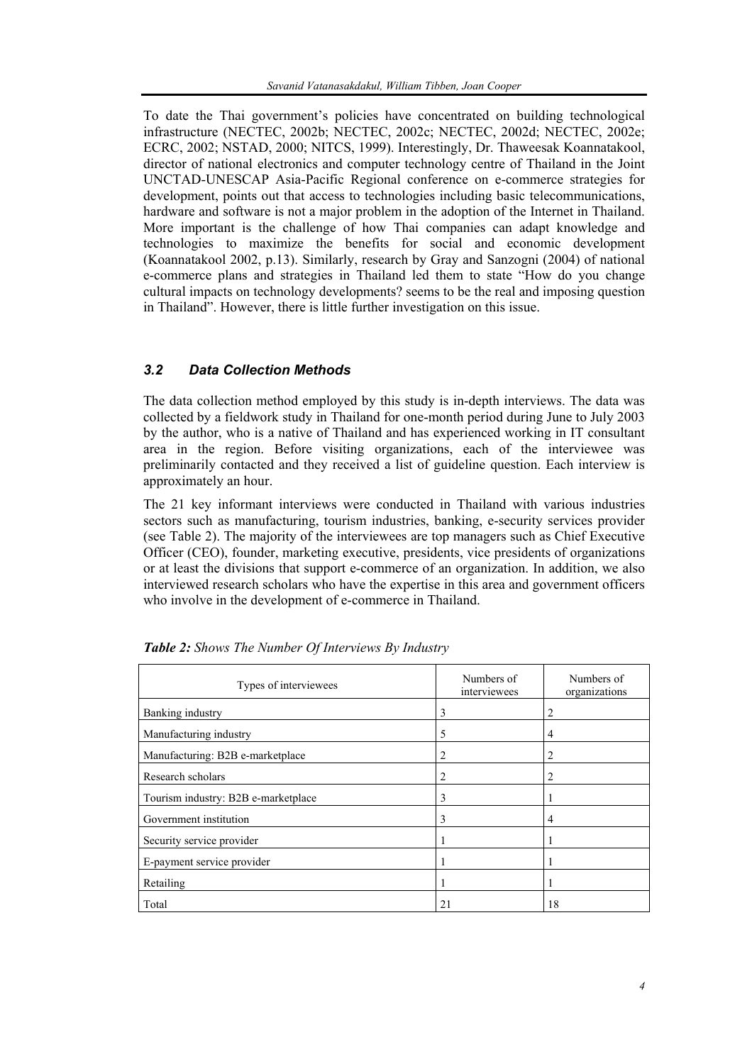To date the Thai government's policies have concentrated on building technological infrastructure (NECTEC, 2002b; NECTEC, 2002c; NECTEC, 2002d; NECTEC, 2002e; ECRC, 2002; NSTAD, 2000; NITCS, 1999). Interestingly, Dr. Thaweesak Koannatakool, director of national electronics and computer technology centre of Thailand in the Joint UNCTAD-UNESCAP Asia-Pacific Regional conference on e-commerce strategies for development, points out that access to technologies including basic telecommunications, hardware and software is not a major problem in the adoption of the Internet in Thailand. More important is the challenge of how Thai companies can adapt knowledge and technologies to maximize the benefits for social and economic development (Koannatakool 2002, p.13). Similarly, research by Gray and Sanzogni (2004) of national e-commerce plans and strategies in Thailand led them to state "How do you change cultural impacts on technology developments? seems to be the real and imposing question in Thailand". However, there is little further investigation on this issue.

### *3.2 Data Collection Methods*

The data collection method employed by this study is in-depth interviews. The data was collected by a fieldwork study in Thailand for one-month period during June to July 2003 by the author, who is a native of Thailand and has experienced working in IT consultant area in the region. Before visiting organizations, each of the interviewee was preliminarily contacted and they received a list of guideline question. Each interview is approximately an hour.

The 21 key informant interviews were conducted in Thailand with various industries sectors such as manufacturing, tourism industries, banking, e-security services provider (see Table 2). The majority of the interviewees are top managers such as Chief Executive Officer (CEO), founder, marketing executive, presidents, vice presidents of organizations or at least the divisions that support e-commerce of an organization. In addition, we also interviewed research scholars who have the expertise in this area and government officers who involve in the development of e-commerce in Thailand.

***Table 2:*** *Shows The Number Of Interviews By Industry*

| Types of interviewees | Numbers of interviewees | Numbers of organizations |
|---|---|---|
| Banking industry | 3 | 2 |
| Manufacturing industry | 5 | 4 |
| Manufacturing: B2B e-marketplace | 2 | 2 |
| Research scholars | 2 | 2 |
| Tourism industry: B2B e-marketplace | 3 | 1 |
| Government institution | 3 | 4 |
| Security service provider | 1 | 1 |
| E-payment service provider | 1 | 1 |
| Retailing | 1 | 1 |
| Total | 21 | 18 |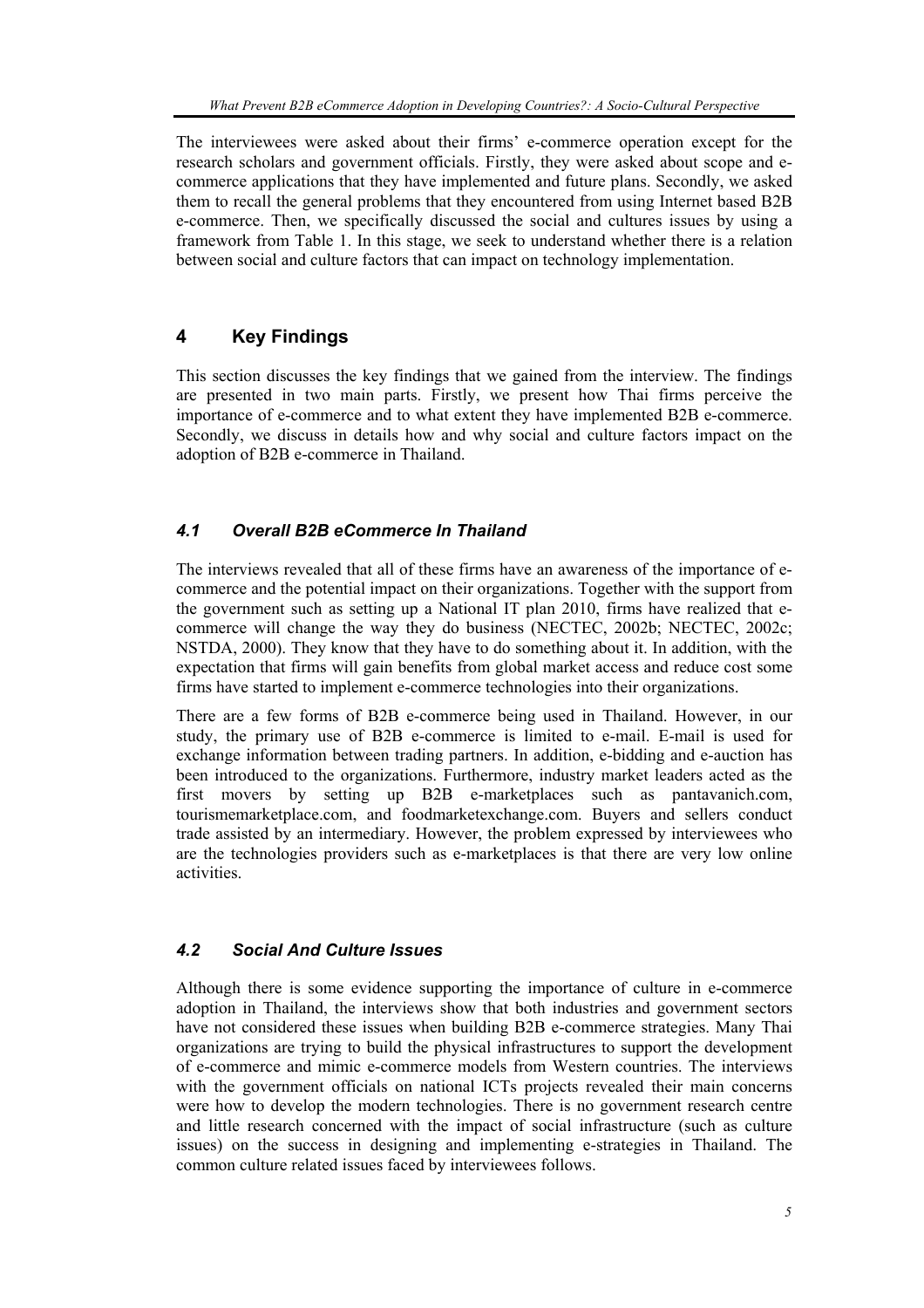The interviewees were asked about their firms' e-commerce operation except for the research scholars and government officials. Firstly, they were asked about scope and e-commerce applications that they have implemented and future plans. Secondly, we asked them to recall the general problems that they encountered from using Internet based B2B e-commerce. Then, we specifically discussed the social and cultures issues by using a framework from Table 1. In this stage, we seek to understand whether there is a relation between social and culture factors that can impact on technology implementation.

## 4 Key Findings

This section discusses the key findings that we gained from the interview. The findings are presented in two main parts. Firstly, we present how Thai firms perceive the importance of e-commerce and to what extent they have implemented B2B e-commerce. Secondly, we discuss in details how and why social and culture factors impact on the adoption of B2B e-commerce in Thailand.

### *4.1 Overall B2B eCommerce In Thailand*

The interviews revealed that all of these firms have an awareness of the importance of e-commerce and the potential impact on their organizations. Together with the support from the government such as setting up a National IT plan 2010, firms have realized that e-commerce will change the way they do business (NECTEC, 2002b; NECTEC, 2002c; NSTDA, 2000). They know that they have to do something about it. In addition, with the expectation that firms will gain benefits from global market access and reduce cost some firms have started to implement e-commerce technologies into their organizations.

There are a few forms of B2B e-commerce being used in Thailand. However, in our study, the primary use of B2B e-commerce is limited to e-mail. E-mail is used for exchange information between trading partners. In addition, e-bidding and e-auction has been introduced to the organizations. Furthermore, industry market leaders acted as the first movers by setting up B2B e-marketplaces such as pantavanich.com, tourismemarketplace.com, and foodmarketexchange.com. Buyers and sellers conduct trade assisted by an intermediary. However, the problem expressed by interviewees who are the technologies providers such as e-marketplaces is that there are very low online activities.

### *4.2 Social And Culture Issues*

Although there is some evidence supporting the importance of culture in e-commerce adoption in Thailand, the interviews show that both industries and government sectors have not considered these issues when building B2B e-commerce strategies. Many Thai organizations are trying to build the physical infrastructures to support the development of e-commerce and mimic e-commerce models from Western countries. The interviews with the government officials on national ICTs projects revealed their main concerns were how to develop the modern technologies. There is no government research centre and little research concerned with the impact of social infrastructure (such as culture issues) on the success in designing and implementing e-strategies in Thailand. The common culture related issues faced by interviewees follows.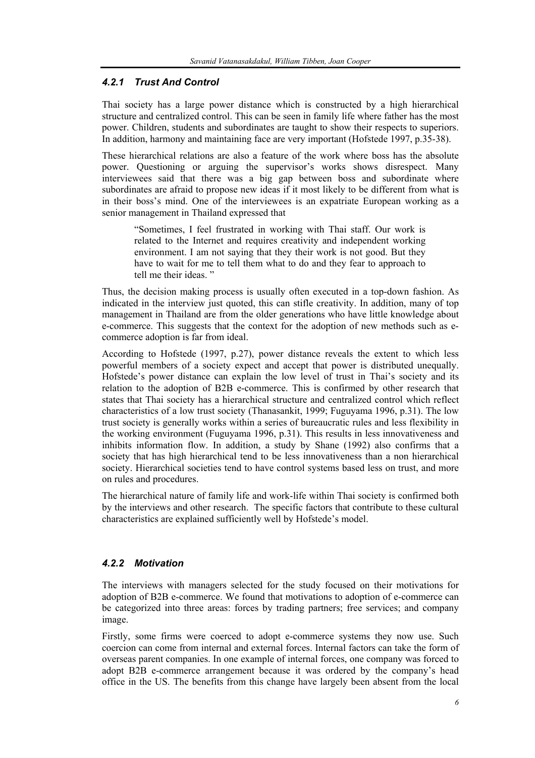### *4.2.1 Trust And Control*

Thai society has a large power distance which is constructed by a high hierarchical structure and centralized control. This can be seen in family life where father has the most power. Children, students and subordinates are taught to show their respects to superiors. In addition, harmony and maintaining face are very important (Hofstede 1997, p.35-38).

These hierarchical relations are also a feature of the work where boss has the absolute power. Questioning or arguing the supervisor's works shows disrespect. Many interviewees said that there was a big gap between boss and subordinate where subordinates are afraid to propose new ideas if it most likely to be different from what is in their boss's mind. One of the interviewees is an expatriate European working as a senior management in Thailand expressed that

> "Sometimes, I feel frustrated in working with Thai staff. Our work is related to the Internet and requires creativity and independent working environment. I am not saying that they their work is not good. But they have to wait for me to tell them what to do and they fear to approach to tell me their ideas. "

Thus, the decision making process is usually often executed in a top-down fashion. As indicated in the interview just quoted, this can stifle creativity. In addition, many of top management in Thailand are from the older generations who have little knowledge about e-commerce. This suggests that the context for the adoption of new methods such as e-commerce adoption is far from ideal.

According to Hofstede (1997, p.27), power distance reveals the extent to which less powerful members of a society expect and accept that power is distributed unequally. Hofstede's power distance can explain the low level of trust in Thai's society and its relation to the adoption of B2B e-commerce. This is confirmed by other research that states that Thai society has a hierarchical structure and centralized control which reflect characteristics of a low trust society (Thanasankit, 1999; Fuguyama 1996, p.31). The low trust society is generally works within a series of bureaucratic rules and less flexibility in the working environment (Fuguyama 1996, p.31). This results in less innovativeness and inhibits information flow. In addition, a study by Shane (1992) also confirms that a society that has high hierarchical tend to be less innovativeness than a non hierarchical society. Hierarchical societies tend to have control systems based less on trust, and more on rules and procedures.

The hierarchical nature of family life and work-life within Thai society is confirmed both by the interviews and other research. The specific factors that contribute to these cultural characteristics are explained sufficiently well by Hofstede's model.

### *4.2.2 Motivation*

The interviews with managers selected for the study focused on their motivations for adoption of B2B e-commerce. We found that motivations to adoption of e-commerce can be categorized into three areas: forces by trading partners; free services; and company image.

Firstly, some firms were coerced to adopt e-commerce systems they now use. Such coercion can come from internal and external forces. Internal factors can take the form of overseas parent companies. In one example of internal forces, one company was forced to adopt B2B e-commerce arrangement because it was ordered by the company's head office in the US. The benefits from this change have largely been absent from the local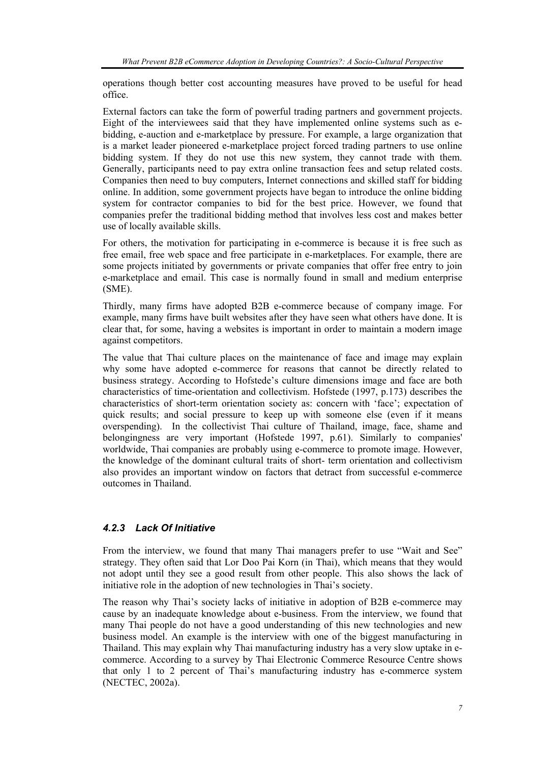operations though better cost accounting measures have proved to be useful for head office.

External factors can take the form of powerful trading partners and government projects. Eight of the interviewees said that they have implemented online systems such as e-bidding, e-auction and e-marketplace by pressure. For example, a large organization that is a market leader pioneered e-marketplace project forced trading partners to use online bidding system. If they do not use this new system, they cannot trade with them. Generally, participants need to pay extra online transaction fees and setup related costs. Companies then need to buy computers, Internet connections and skilled staff for bidding online. In addition, some government projects have began to introduce the online bidding system for contractor companies to bid for the best price. However, we found that companies prefer the traditional bidding method that involves less cost and makes better use of locally available skills.

For others, the motivation for participating in e-commerce is because it is free such as free email, free web space and free participate in e-marketplaces. For example, there are some projects initiated by governments or private companies that offer free entry to join e-marketplace and email. This case is normally found in small and medium enterprise (SME).

Thirdly, many firms have adopted B2B e-commerce because of company image. For example, many firms have built websites after they have seen what others have done. It is clear that, for some, having a websites is important in order to maintain a modern image against competitors.

The value that Thai culture places on the maintenance of face and image may explain why some have adopted e-commerce for reasons that cannot be directly related to business strategy. According to Hofstede's culture dimensions image and face are both characteristics of time-orientation and collectivism. Hofstede (1997, p.173) describes the characteristics of short-term orientation society as: concern with 'face'; expectation of quick results; and social pressure to keep up with someone else (even if it means overspending). In the collectivist Thai culture of Thailand, image, face, shame and belongingness are very important (Hofstede 1997, p.61). Similarly to companies' worldwide, Thai companies are probably using e-commerce to promote image. However, the knowledge of the dominant cultural traits of short- term orientation and collectivism also provides an important window on factors that detract from successful e-commerce outcomes in Thailand.

### *4.2.3 Lack Of Initiative*

From the interview, we found that many Thai managers prefer to use "Wait and See" strategy. They often said that Lor Doo Pai Korn (in Thai), which means that they would not adopt until they see a good result from other people. This also shows the lack of initiative role in the adoption of new technologies in Thai's society.

The reason why Thai's society lacks of initiative in adoption of B2B e-commerce may cause by an inadequate knowledge about e-business. From the interview, we found that many Thai people do not have a good understanding of this new technologies and new business model. An example is the interview with one of the biggest manufacturing in Thailand. This may explain why Thai manufacturing industry has a very slow uptake in e-commerce. According to a survey by Thai Electronic Commerce Resource Centre shows that only 1 to 2 percent of Thai's manufacturing industry has e-commerce system (NECTEC, 2002a).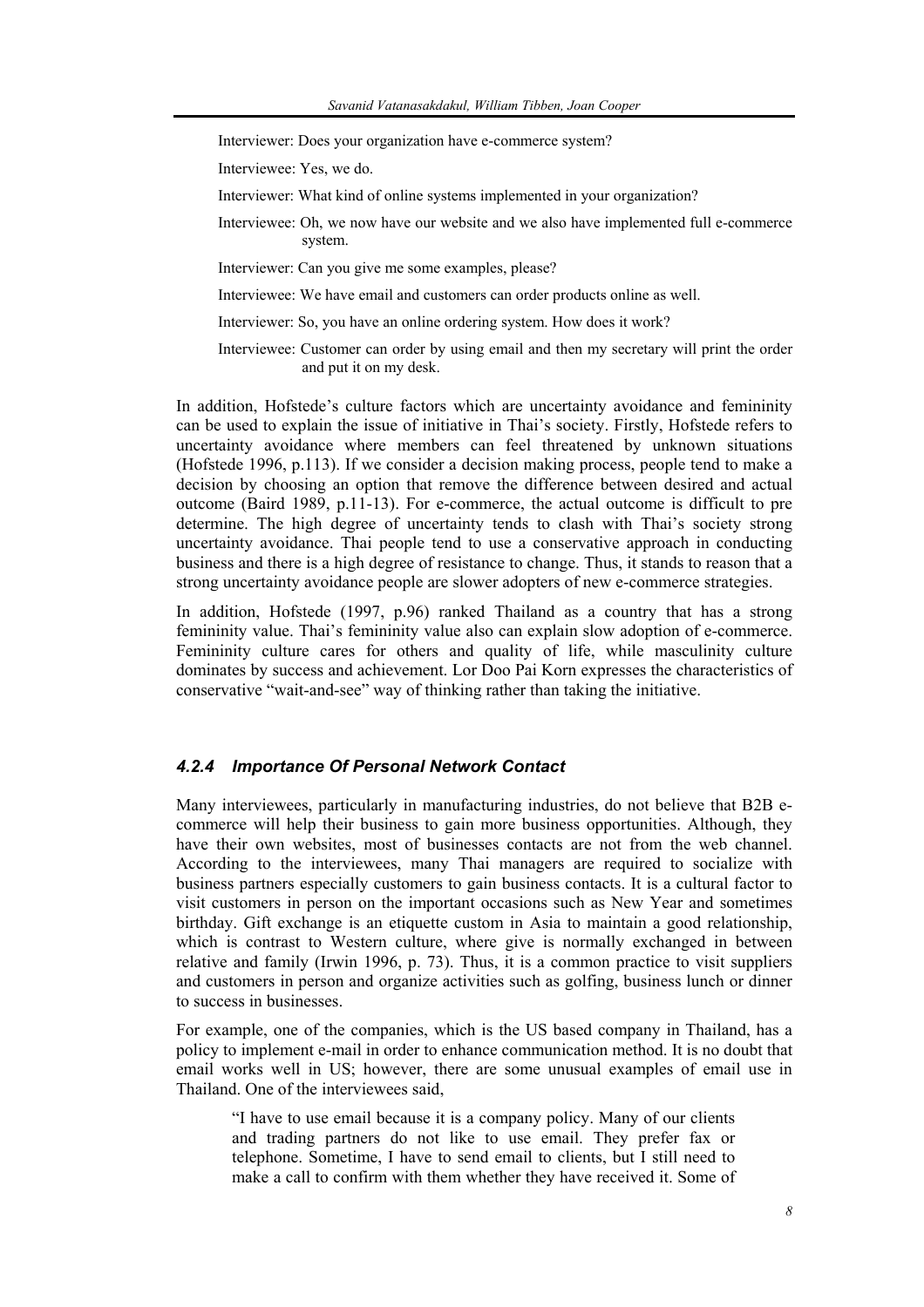Interviewer: Does your organization have e-commerce system?

Interviewee: Yes, we do.

Interviewer: What kind of online systems implemented in your organization?

Interviewee: Oh, we now have our website and we also have implemented full e-commerce system.

Interviewer: Can you give me some examples, please?

Interviewee: We have email and customers can order products online as well.

Interviewer: So, you have an online ordering system. How does it work?

Interviewee: Customer can order by using email and then my secretary will print the order and put it on my desk.

In addition, Hofstede's culture factors which are uncertainty avoidance and femininity can be used to explain the issue of initiative in Thai's society. Firstly, Hofstede refers to uncertainty avoidance where members can feel threatened by unknown situations (Hofstede 1996, p.113). If we consider a decision making process, people tend to make a decision by choosing an option that remove the difference between desired and actual outcome (Baird 1989, p.11-13). For e-commerce, the actual outcome is difficult to pre determine. The high degree of uncertainty tends to clash with Thai's society strong uncertainty avoidance. Thai people tend to use a conservative approach in conducting business and there is a high degree of resistance to change. Thus, it stands to reason that a strong uncertainty avoidance people are slower adopters of new e-commerce strategies.

In addition, Hofstede (1997, p.96) ranked Thailand as a country that has a strong femininity value. Thai's femininity value also can explain slow adoption of e-commerce. Femininity culture cares for others and quality of life, while masculinity culture dominates by success and achievement. Lor Doo Pai Korn expresses the characteristics of conservative "wait-and-see" way of thinking rather than taking the initiative.

#### *4.2.4 Importance Of Personal Network Contact*

Many interviewees, particularly in manufacturing industries, do not believe that B2B e-commerce will help their business to gain more business opportunities. Although, they have their own websites, most of businesses contacts are not from the web channel. According to the interviewees, many Thai managers are required to socialize with business partners especially customers to gain business contacts. It is a cultural factor to visit customers in person on the important occasions such as New Year and sometimes birthday. Gift exchange is an etiquette custom in Asia to maintain a good relationship, which is contrast to Western culture, where give is normally exchanged in between relative and family (Irwin 1996, p. 73). Thus, it is a common practice to visit suppliers and customers in person and organize activities such as golfing, business lunch or dinner to success in businesses.

For example, one of the companies, which is the US based company in Thailand, has a policy to implement e-mail in order to enhance communication method. It is no doubt that email works well in US; however, there are some unusual examples of email use in Thailand. One of the interviewees said,

> "I have to use email because it is a company policy. Many of our clients and trading partners do not like to use email. They prefer fax or telephone. Sometime, I have to send email to clients, but I still need to make a call to confirm with them whether they have received it. Some of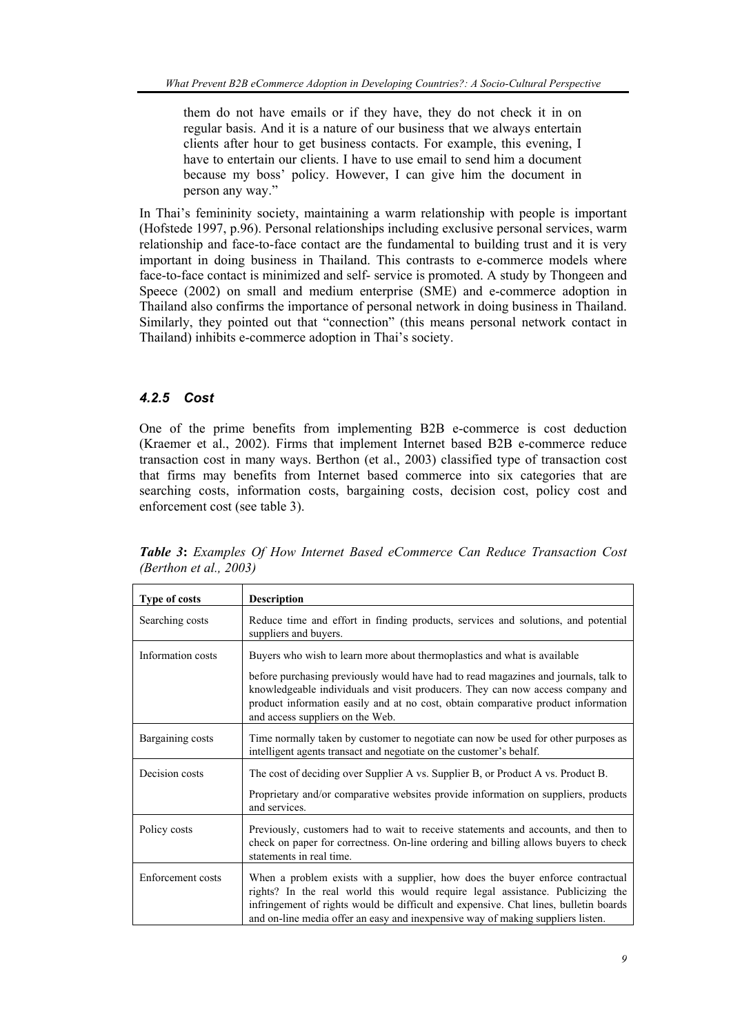them do not have emails or if they have, they do not check it in on regular basis. And it is a nature of our business that we always entertain clients after hour to get business contacts. For example, this evening, I have to entertain our clients. I have to use email to send him a document because my boss' policy. However, I can give him the document in person any way."

In Thai's femininity society, maintaining a warm relationship with people is important (Hofstede 1997, p.96). Personal relationships including exclusive personal services, warm relationship and face-to-face contact are the fundamental to building trust and it is very important in doing business in Thailand. This contrasts to e-commerce models where face-to-face contact is minimized and self- service is promoted. A study by Thongeen and Speece (2002) on small and medium enterprise (SME) and e-commerce adoption in Thailand also confirms the importance of personal network in doing business in Thailand. Similarly, they pointed out that "connection" (this means personal network contact in Thailand) inhibits e-commerce adoption in Thai's society.

### *4.2.5 Cost*

One of the prime benefits from implementing B2B e-commerce is cost deduction (Kraemer et al., 2002). Firms that implement Internet based B2B e-commerce reduce transaction cost in many ways. Berthon (et al., 2003) classified type of transaction cost that firms may benefits from Internet based commerce into six categories that are searching costs, information costs, bargaining costs, decision cost, policy cost and enforcement cost (see table 3).

***Table 3***: *Examples Of How Internet Based eCommerce Can Reduce Transaction Cost (Berthon et al., 2003)*

| **Type of costs** | **Description** |
|---|---|
| Searching costs | Reduce time and effort in finding products, services and solutions, and potential suppliers and buyers. |
| Information costs | Buyers who wish to learn more about thermoplastics and what is available before purchasing previously would have had to read magazines and journals, talk to knowledgeable individuals and visit producers. They can now access company and product information easily and at no cost, obtain comparative product information and access suppliers on the Web. |
| Bargaining costs | Time normally taken by customer to negotiate can now be used for other purposes as intelligent agents transact and negotiate on the customer's behalf. |
| Decision costs | The cost of deciding over Supplier A vs. Supplier B, or Product A vs. Product B. Proprietary and/or comparative websites provide information on suppliers, products and services. |
| Policy costs | Previously, customers had to wait to receive statements and accounts, and then to check on paper for correctness. On-line ordering and billing allows buyers to check statements in real time. |
| Enforcement costs | When a problem exists with a supplier, how does the buyer enforce contractual rights? In the real world this would require legal assistance. Publicizing the infringement of rights would be difficult and expensive. Chat lines, bulletin boards and on-line media offer an easy and inexpensive way of making suppliers listen. |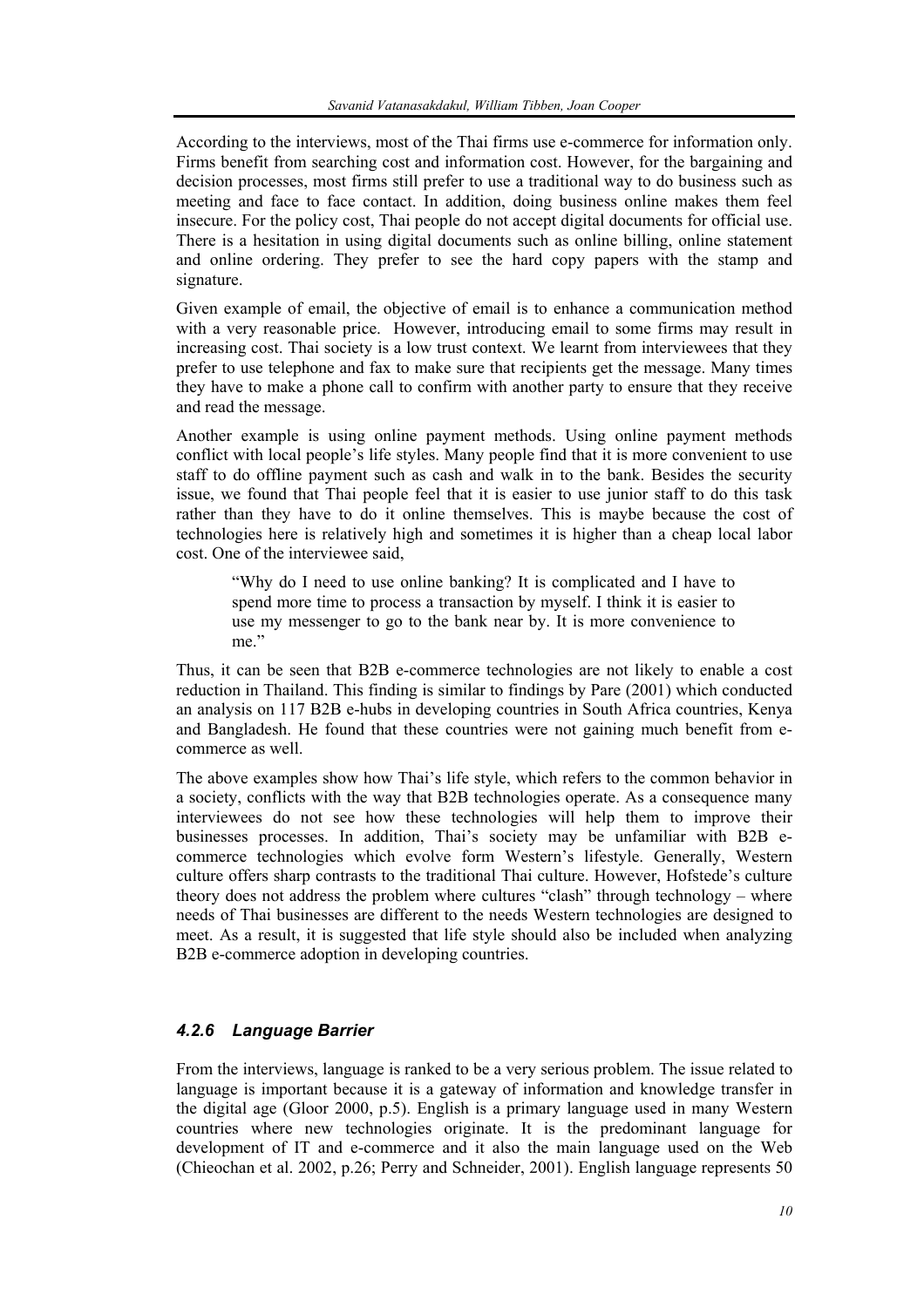According to the interviews, most of the Thai firms use e-commerce for information only. Firms benefit from searching cost and information cost. However, for the bargaining and decision processes, most firms still prefer to use a traditional way to do business such as meeting and face to face contact. In addition, doing business online makes them feel insecure. For the policy cost, Thai people do not accept digital documents for official use. There is a hesitation in using digital documents such as online billing, online statement and online ordering. They prefer to see the hard copy papers with the stamp and signature.

Given example of email, the objective of email is to enhance a communication method with a very reasonable price. However, introducing email to some firms may result in increasing cost. Thai society is a low trust context. We learnt from interviewees that they prefer to use telephone and fax to make sure that recipients get the message. Many times they have to make a phone call to confirm with another party to ensure that they receive and read the message.

Another example is using online payment methods. Using online payment methods conflict with local people's life styles. Many people find that it is more convenient to use staff to do offline payment such as cash and walk in to the bank. Besides the security issue, we found that Thai people feel that it is easier to use junior staff to do this task rather than they have to do it online themselves. This is maybe because the cost of technologies here is relatively high and sometimes it is higher than a cheap local labor cost. One of the interviewee said,

> "Why do I need to use online banking? It is complicated and I have to spend more time to process a transaction by myself. I think it is easier to use my messenger to go to the bank near by. It is more convenience to me."

Thus, it can be seen that B2B e-commerce technologies are not likely to enable a cost reduction in Thailand. This finding is similar to findings by Pare (2001) which conducted an analysis on 117 B2B e-hubs in developing countries in South Africa countries, Kenya and Bangladesh. He found that these countries were not gaining much benefit from e-commerce as well.

The above examples show how Thai's life style, which refers to the common behavior in a society, conflicts with the way that B2B technologies operate. As a consequence many interviewees do not see how these technologies will help them to improve their businesses processes. In addition, Thai's society may be unfamiliar with B2B e-commerce technologies which evolve form Western's lifestyle. Generally, Western culture offers sharp contrasts to the traditional Thai culture. However, Hofstede's culture theory does not address the problem where cultures "clash" through technology – where needs of Thai businesses are different to the needs Western technologies are designed to meet. As a result, it is suggested that life style should also be included when analyzing B2B e-commerce adoption in developing countries.

#### *4.2.6 Language Barrier*

From the interviews, language is ranked to be a very serious problem. The issue related to language is important because it is a gateway of information and knowledge transfer in the digital age (Gloor 2000, p.5). English is a primary language used in many Western countries where new technologies originate. It is the predominant language for development of IT and e-commerce and it also the main language used on the Web (Chieochan et al. 2002, p.26; Perry and Schneider, 2001). English language represents 50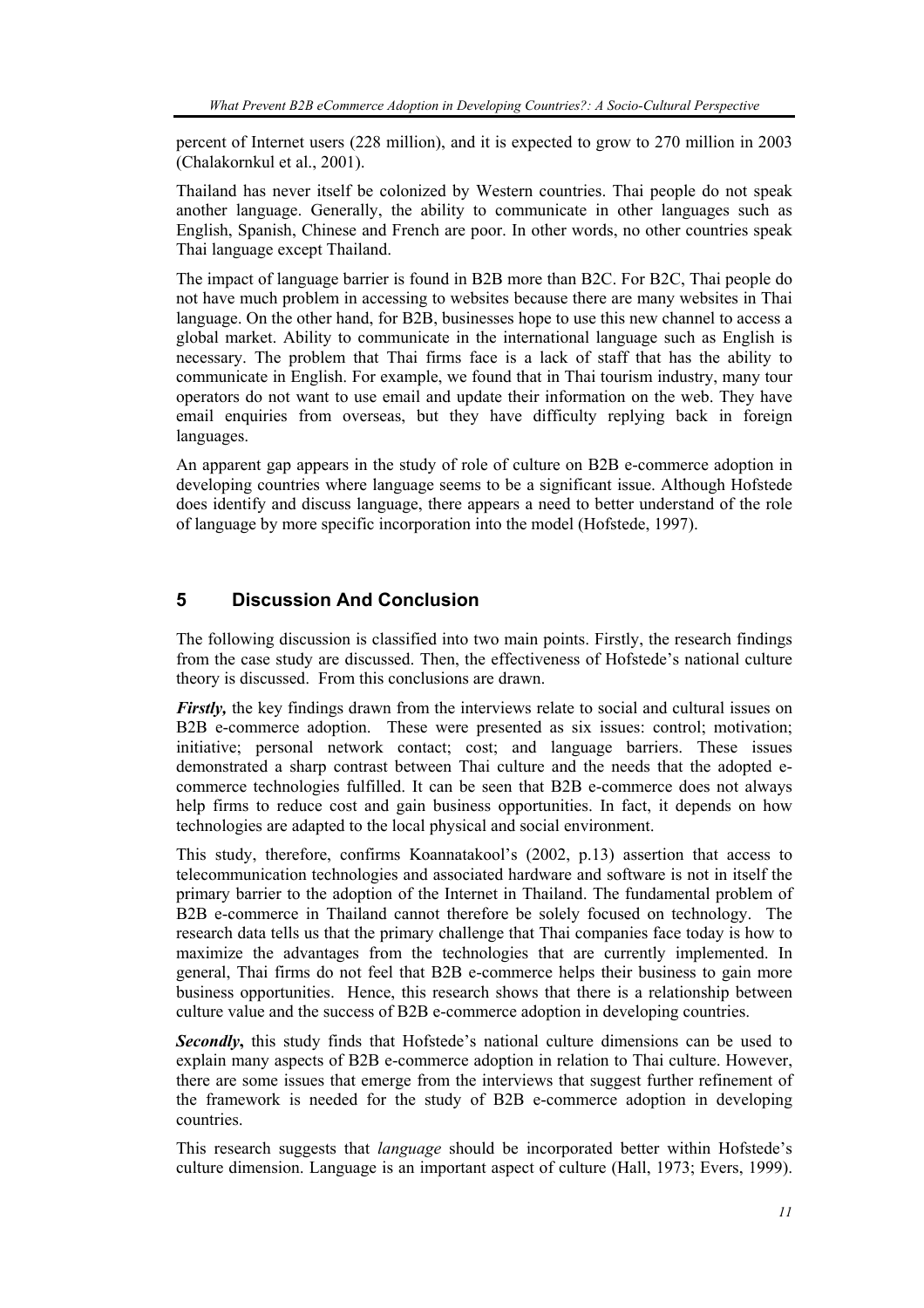percent of Internet users (228 million), and it is expected to grow to 270 million in 2003 (Chalakornkul et al., 2001).

Thailand has never itself be colonized by Western countries. Thai people do not speak another language. Generally, the ability to communicate in other languages such as English, Spanish, Chinese and French are poor. In other words, no other countries speak Thai language except Thailand.

The impact of language barrier is found in B2B more than B2C. For B2C, Thai people do not have much problem in accessing to websites because there are many websites in Thai language. On the other hand, for B2B, businesses hope to use this new channel to access a global market. Ability to communicate in the international language such as English is necessary. The problem that Thai firms face is a lack of staff that has the ability to communicate in English. For example, we found that in Thai tourism industry, many tour operators do not want to use email and update their information on the web. They have email enquiries from overseas, but they have difficulty replying back in foreign languages.

An apparent gap appears in the study of role of culture on B2B e-commerce adoption in developing countries where language seems to be a significant issue. Although Hofstede does identify and discuss language, there appears a need to better understand of the role of language by more specific incorporation into the model (Hofstede, 1997).

## 5 Discussion And Conclusion

The following discussion is classified into two main points. Firstly, the research findings from the case study are discussed. Then, the effectiveness of Hofstede's national culture theory is discussed. From this conclusions are drawn.

***Firstly,*** the key findings drawn from the interviews relate to social and cultural issues on B2B e-commerce adoption. These were presented as six issues: control; motivation; initiative; personal network contact; cost; and language barriers. These issues demonstrated a sharp contrast between Thai culture and the needs that the adopted e-commerce technologies fulfilled. It can be seen that B2B e-commerce does not always help firms to reduce cost and gain business opportunities. In fact, it depends on how technologies are adapted to the local physical and social environment.

This study, therefore, confirms Koannatakool's (2002, p.13) assertion that access to telecommunication technologies and associated hardware and software is not in itself the primary barrier to the adoption of the Internet in Thailand. The fundamental problem of B2B e-commerce in Thailand cannot therefore be solely focused on technology. The research data tells us that the primary challenge that Thai companies face today is how to maximize the advantages from the technologies that are currently implemented. In general, Thai firms do not feel that B2B e-commerce helps their business to gain more business opportunities. Hence, this research shows that there is a relationship between culture value and the success of B2B e-commerce adoption in developing countries.

***Secondly*****,** this study finds that Hofstede's national culture dimensions can be used to explain many aspects of B2B e-commerce adoption in relation to Thai culture. However, there are some issues that emerge from the interviews that suggest further refinement of the framework is needed for the study of B2B e-commerce adoption in developing countries.

This research suggests that *language* should be incorporated better within Hofstede's culture dimension. Language is an important aspect of culture (Hall, 1973; Evers, 1999).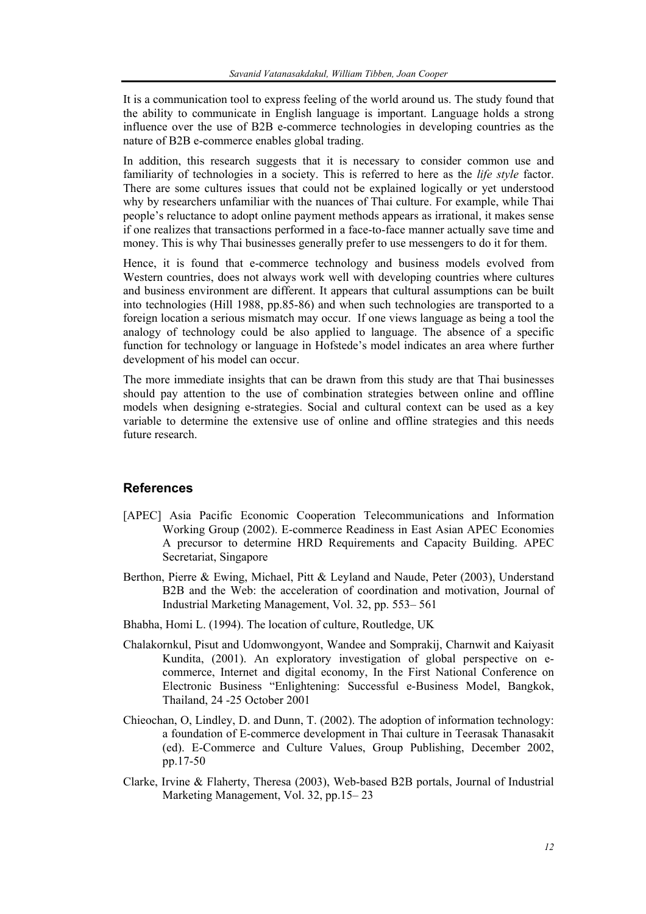It is a communication tool to express feeling of the world around us. The study found that the ability to communicate in English language is important. Language holds a strong influence over the use of B2B e-commerce technologies in developing countries as the nature of B2B e-commerce enables global trading.

In addition, this research suggests that it is necessary to consider common use and familiarity of technologies in a society. This is referred to here as the *life style* factor. There are some cultures issues that could not be explained logically or yet understood why by researchers unfamiliar with the nuances of Thai culture. For example, while Thai people's reluctance to adopt online payment methods appears as irrational, it makes sense if one realizes that transactions performed in a face-to-face manner actually save time and money. This is why Thai businesses generally prefer to use messengers to do it for them.

Hence, it is found that e-commerce technology and business models evolved from Western countries, does not always work well with developing countries where cultures and business environment are different. It appears that cultural assumptions can be built into technologies (Hill 1988, pp.85-86) and when such technologies are transported to a foreign location a serious mismatch may occur. If one views language as being a tool the analogy of technology could be also applied to language. The absence of a specific function for technology or language in Hofstede's model indicates an area where further development of his model can occur.

The more immediate insights that can be drawn from this study are that Thai businesses should pay attention to the use of combination strategies between online and offline models when designing e-strategies. Social and cultural context can be used as a key variable to determine the extensive use of online and offline strategies and this needs future research.

## References

[APEC] Asia Pacific Economic Cooperation Telecommunications and Information Working Group (2002). E-commerce Readiness in East Asian APEC Economies A precursor to determine HRD Requirements and Capacity Building. APEC Secretariat, Singapore

Berthon, Pierre & Ewing, Michael, Pitt & Leyland and Naude, Peter (2003), Understand B2B and the Web: the acceleration of coordination and motivation, Journal of Industrial Marketing Management, Vol. 32, pp. 553– 561

Bhabha, Homi L. (1994). The location of culture, Routledge, UK

Chalakornkul, Pisut and Udomwongyont, Wandee and Somprakij, Charnwit and Kaiyasit Kundita, (2001). An exploratory investigation of global perspective on e-commerce, Internet and digital economy, In the First National Conference on Electronic Business "Enlightening: Successful e-Business Model, Bangkok, Thailand, 24 -25 October 2001

Chieochan, O, Lindley, D. and Dunn, T. (2002). The adoption of information technology: a foundation of E-commerce development in Thai culture in Teerasak Thanasakit (ed). E-Commerce and Culture Values, Group Publishing, December 2002, pp.17-50

Clarke, Irvine & Flaherty, Theresa (2003), Web-based B2B portals, Journal of Industrial Marketing Management, Vol. 32, pp.15– 23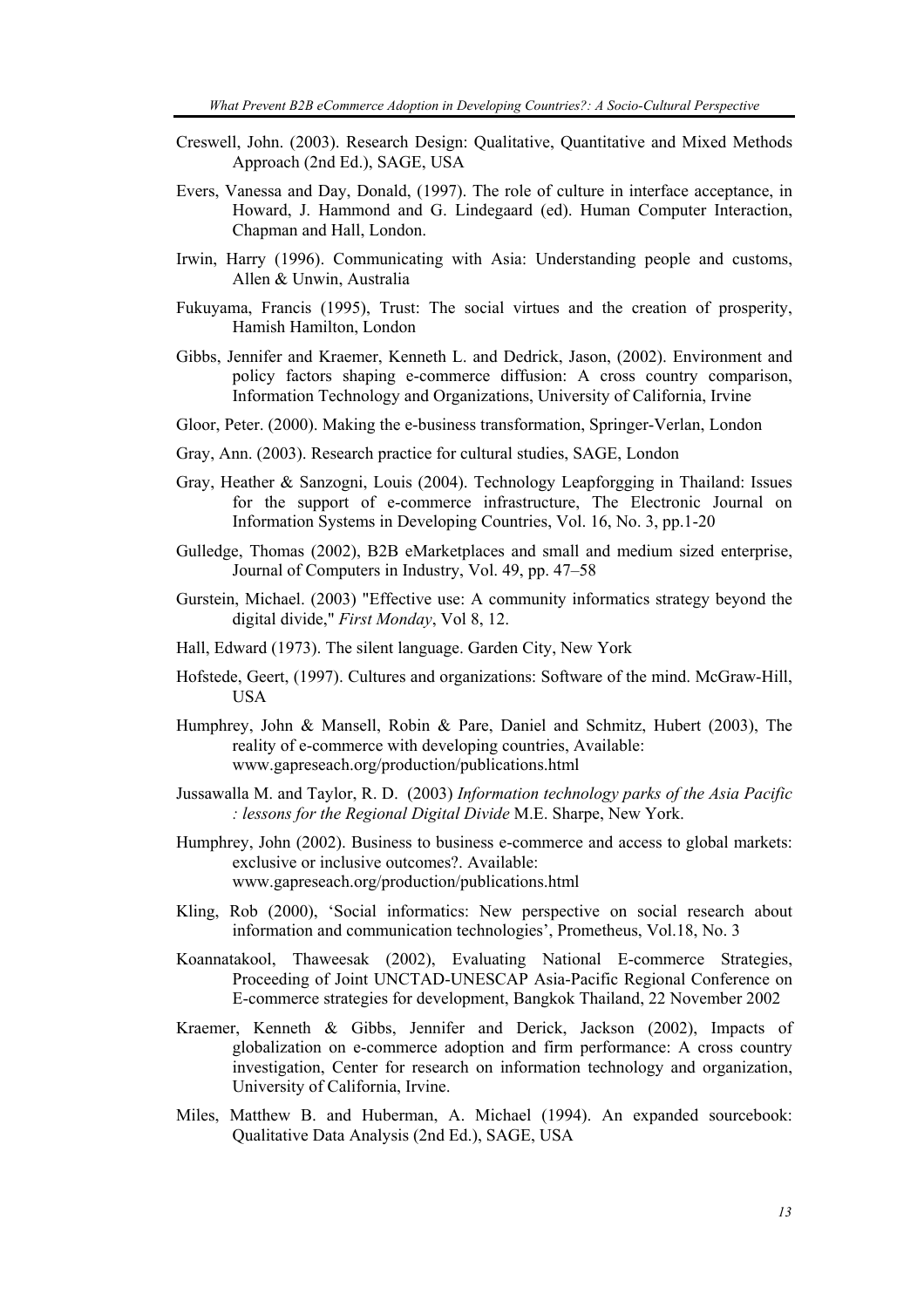Creswell, John. (2003). Research Design: Qualitative, Quantitative and Mixed Methods Approach (2nd Ed.), SAGE, USA

Evers, Vanessa and Day, Donald, (1997). The role of culture in interface acceptance, in Howard, J. Hammond and G. Lindegaard (ed). Human Computer Interaction, Chapman and Hall, London.

Irwin, Harry (1996). Communicating with Asia: Understanding people and customs, Allen & Unwin, Australia

Fukuyama, Francis (1995), Trust: The social virtues and the creation of prosperity, Hamish Hamilton, London

Gibbs, Jennifer and Kraemer, Kenneth L. and Dedrick, Jason, (2002). Environment and policy factors shaping e-commerce diffusion: A cross country comparison, Information Technology and Organizations, University of California, Irvine

Gloor, Peter. (2000). Making the e-business transformation, Springer-Verlan, London

Gray, Ann. (2003). Research practice for cultural studies, SAGE, London

Gray, Heather & Sanzogni, Louis (2004). Technology Leapforgging in Thailand: Issues for the support of e-commerce infrastructure, The Electronic Journal on Information Systems in Developing Countries, Vol. 16, No. 3, pp.1-20

Gulledge, Thomas (2002), B2B eMarketplaces and small and medium sized enterprise, Journal of Computers in Industry, Vol. 49, pp. 47–58

Gurstein, Michael. (2003) "Effective use: A community informatics strategy beyond the digital divide," *First Monday*, Vol 8, 12.

Hall, Edward (1973). The silent language. Garden City, New York

Hofstede, Geert, (1997). Cultures and organizations: Software of the mind. McGraw-Hill, USA

Humphrey, John & Mansell, Robin & Pare, Daniel and Schmitz, Hubert (2003), The reality of e-commerce with developing countries, Available: www.gapreseach.org/production/publications.html

Jussawalla M. and Taylor, R. D. (2003) *Information technology parks of the Asia Pacific : lessons for the Regional Digital Divide* M.E. Sharpe, New York.

Humphrey, John (2002). Business to business e-commerce and access to global markets: exclusive or inclusive outcomes?. Available: www.gapreseach.org/production/publications.html

Kling, Rob (2000), 'Social informatics: New perspective on social research about information and communication technologies', Prometheus, Vol.18, No. 3

Koannatakool, Thaweesak (2002), Evaluating National E-commerce Strategies, Proceeding of Joint UNCTAD-UNESCAP Asia-Pacific Regional Conference on E-commerce strategies for development, Bangkok Thailand, 22 November 2002

Kraemer, Kenneth & Gibbs, Jennifer and Derick, Jackson (2002), Impacts of globalization on e-commerce adoption and firm performance: A cross country investigation, Center for research on information technology and organization, University of California, Irvine.

Miles, Matthew B. and Huberman, A. Michael (1994). An expanded sourcebook: Qualitative Data Analysis (2nd Ed.), SAGE, USA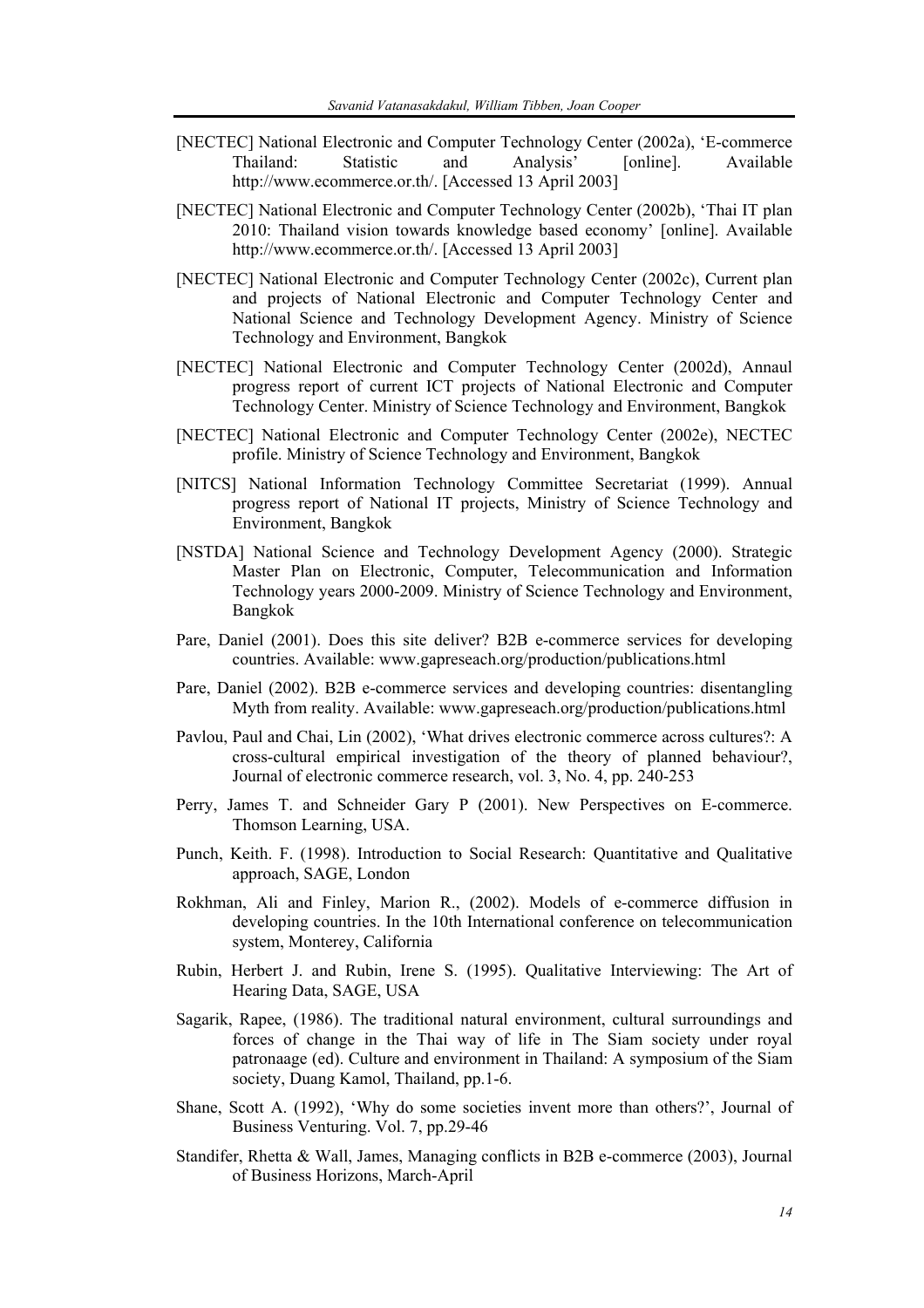[NECTEC] National Electronic and Computer Technology Center (2002a), 'E-commerce Thailand: Statistic and Analysis' [online]. Available http://www.ecommerce.or.th/. [Accessed 13 April 2003]

[NECTEC] National Electronic and Computer Technology Center (2002b), 'Thai IT plan 2010: Thailand vision towards knowledge based economy' [online]. Available http://www.ecommerce.or.th/. [Accessed 13 April 2003]

[NECTEC] National Electronic and Computer Technology Center (2002c), Current plan and projects of National Electronic and Computer Technology Center and National Science and Technology Development Agency. Ministry of Science Technology and Environment, Bangkok

[NECTEC] National Electronic and Computer Technology Center (2002d), Annaul progress report of current ICT projects of National Electronic and Computer Technology Center. Ministry of Science Technology and Environment, Bangkok

[NECTEC] National Electronic and Computer Technology Center (2002e), NECTEC profile. Ministry of Science Technology and Environment, Bangkok

[NITCS] National Information Technology Committee Secretariat (1999). Annual progress report of National IT projects, Ministry of Science Technology and Environment, Bangkok

[NSTDA] National Science and Technology Development Agency (2000). Strategic Master Plan on Electronic, Computer, Telecommunication and Information Technology years 2000-2009. Ministry of Science Technology and Environment, Bangkok

Pare, Daniel (2001). Does this site deliver? B2B e-commerce services for developing countries. Available: www.gapreseach.org/production/publications.html

Pare, Daniel (2002). B2B e-commerce services and developing countries: disentangling Myth from reality. Available: www.gapreseach.org/production/publications.html

Pavlou, Paul and Chai, Lin (2002), 'What drives electronic commerce across cultures?: A cross-cultural empirical investigation of the theory of planned behaviour?, Journal of electronic commerce research, vol. 3, No. 4, pp. 240-253

Perry, James T. and Schneider Gary P (2001). New Perspectives on E-commerce. Thomson Learning, USA.

Punch, Keith. F. (1998). Introduction to Social Research: Quantitative and Qualitative approach, SAGE, London

Rokhman, Ali and Finley, Marion R., (2002). Models of e-commerce diffusion in developing countries. In the 10th International conference on telecommunication system, Monterey, California

Rubin, Herbert J. and Rubin, Irene S. (1995). Qualitative Interviewing: The Art of Hearing Data, SAGE, USA

Sagarik, Rapee, (1986). The traditional natural environment, cultural surroundings and forces of change in the Thai way of life in The Siam society under royal patronaage (ed). Culture and environment in Thailand: A symposium of the Siam society, Duang Kamol, Thailand, pp.1-6.

Shane, Scott A. (1992), 'Why do some societies invent more than others?', Journal of Business Venturing. Vol. 7, pp.29-46

Standifer, Rhetta & Wall, James, Managing conflicts in B2B e-commerce (2003), Journal of Business Horizons, March-April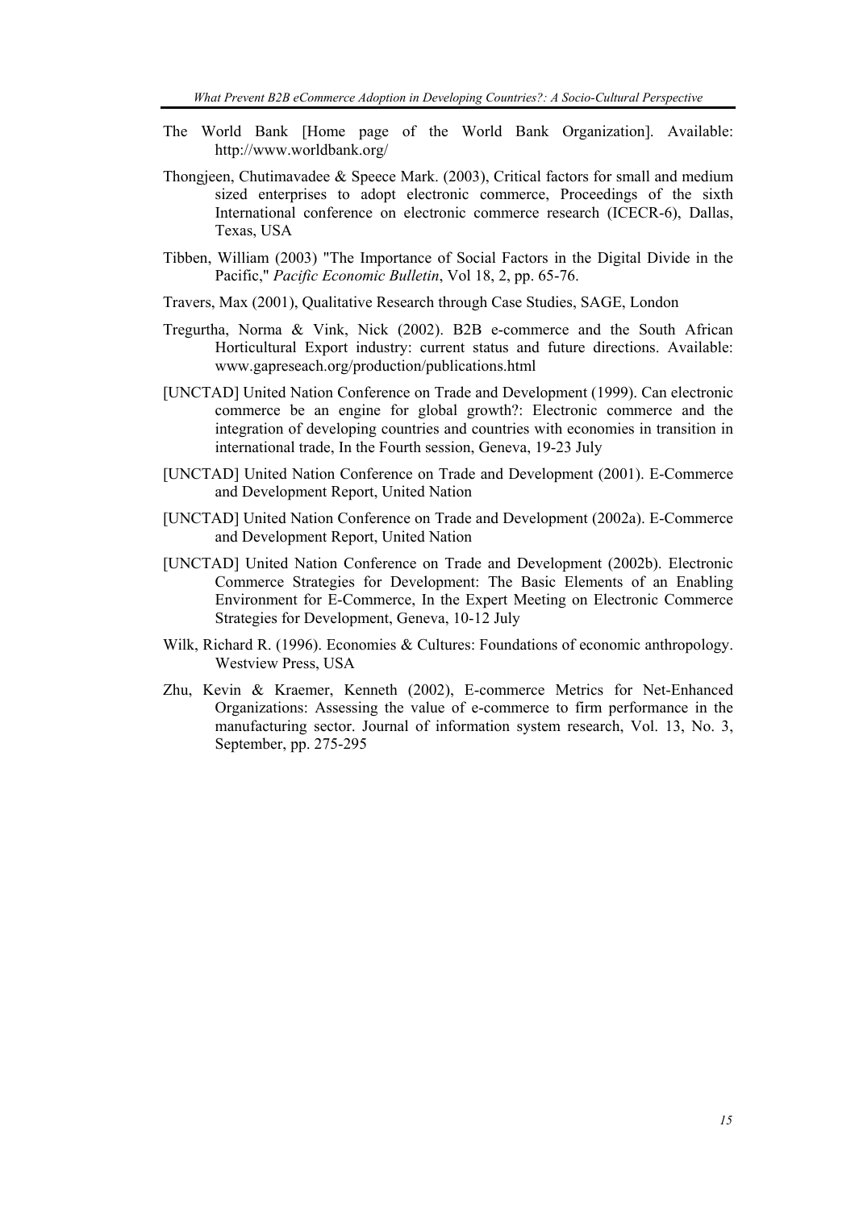The World Bank [Home page of the World Bank Organization]. Available: http://www.worldbank.org/

Thongjeen, Chutimavadee & Speece Mark. (2003), Critical factors for small and medium sized enterprises to adopt electronic commerce, Proceedings of the sixth International conference on electronic commerce research (ICECR-6), Dallas, Texas, USA

Tibben, William (2003) "The Importance of Social Factors in the Digital Divide in the Pacific," *Pacific Economic Bulletin*, Vol 18, 2, pp. 65-76.

Travers, Max (2001), Qualitative Research through Case Studies, SAGE, London

Tregurtha, Norma & Vink, Nick (2002). B2B e-commerce and the South African Horticultural Export industry: current status and future directions. Available: www.gapreseach.org/production/publications.html

[UNCTAD] United Nation Conference on Trade and Development (1999). Can electronic commerce be an engine for global growth?: Electronic commerce and the integration of developing countries and countries with economies in transition in international trade, In the Fourth session, Geneva, 19-23 July

[UNCTAD] United Nation Conference on Trade and Development (2001). E-Commerce and Development Report, United Nation

[UNCTAD] United Nation Conference on Trade and Development (2002a). E-Commerce and Development Report, United Nation

[UNCTAD] United Nation Conference on Trade and Development (2002b). Electronic Commerce Strategies for Development: The Basic Elements of an Enabling Environment for E-Commerce, In the Expert Meeting on Electronic Commerce Strategies for Development, Geneva, 10-12 July

Wilk, Richard R. (1996). Economies & Cultures: Foundations of economic anthropology. Westview Press, USA

Zhu, Kevin & Kraemer, Kenneth (2002), E-commerce Metrics for Net-Enhanced Organizations: Assessing the value of e-commerce to firm performance in the manufacturing sector. Journal of information system research, Vol. 13, No. 3, September, pp. 275-295